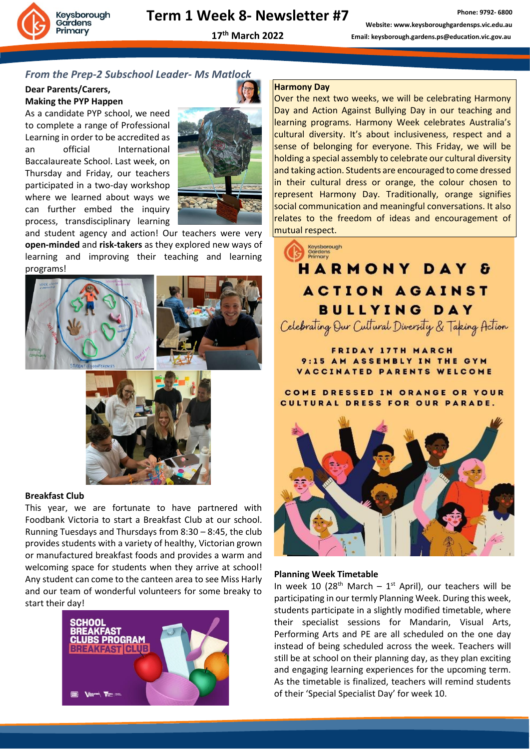# Term 1 Week 8- Newsletter #7

**17th March 2022**

## *From the Prep-2 Subschool Leader- Ms Matlock*

**Dear Parents/Carers,**

**Making the PYP Happen**

As a candidate PYP school, we need to complete a range of Professional Learning in order to be accredited as an official International Baccalaureate School. Last week, on Thursday and Friday, our teachers participated in a two-day workshop where we learned about ways we can further embed the inquiry process, transdisciplinary learning and student agency and action! Our teachers were very **open-minded** and **risk-takers** as they explored new ways of learning and improving their teaching and learning programs!

**Breakfast Club**

This year, we are fortunate to have partnered with Foodbank Victoria to start a Breakfast Club at our school. Running Tuesdays and Thursdays from 8:30 – 8:45, the club provides students with a variety of healthy, Victorian grown or manufactured breakfast foods and provides a warm and welcoming space for students when they arrive at school! Any student can come to the canteen area to see Miss Harly and our team of wonderful volunteers for some breaky to start their day!

**Harmony Day**

Over the next two weeks, we will be celebrating Harmony Day and Action Against Bullying Day in our teaching and learning programs. Harmony Week celebrates Australia's cultural diversity. It's about inclusiveness, respect and a sense of belonging for everyone. This Friday, we will be holding a special assembly to celebrate our cultural diversity and taking action. Students are encouraged to come dressed in their cultural dress or orange, the colour chosen to represent Harmony Day. Traditionally, orange signifies social communication and meaningful conversations. It also relates to the freedom of ideas and encouragement of mutual respect.

**HARMONY DAY & ACTION AGAINST BULLYING DAY**

*Celebrating Our Cultural Diversity & Taking Action*

FRIDAY 17TH MARCH
9:15 AM ASSEMBLY IN THE GYM
VACCINATED PARENTS WELCOME

COME DRESSED IN ORANGE OR YOUR CULTURAL DRESS FOR OUR PARADE.

**Planning Week Timetable**

In week 10 (28th March – 1st April), our teachers will be participating in our termly Planning Week. During this week, students participate in a slightly modified timetable, where their specialist sessions for Mandarin, Visual Arts, Performing Arts and PE are all scheduled on the one day instead of being scheduled across the week. Teachers will still be at school on their planning day, as they plan exciting and engaging learning experiences for the upcoming term. As the timetable is finalized, teachers will remind students of their 'Special Specialist Day' for week 10.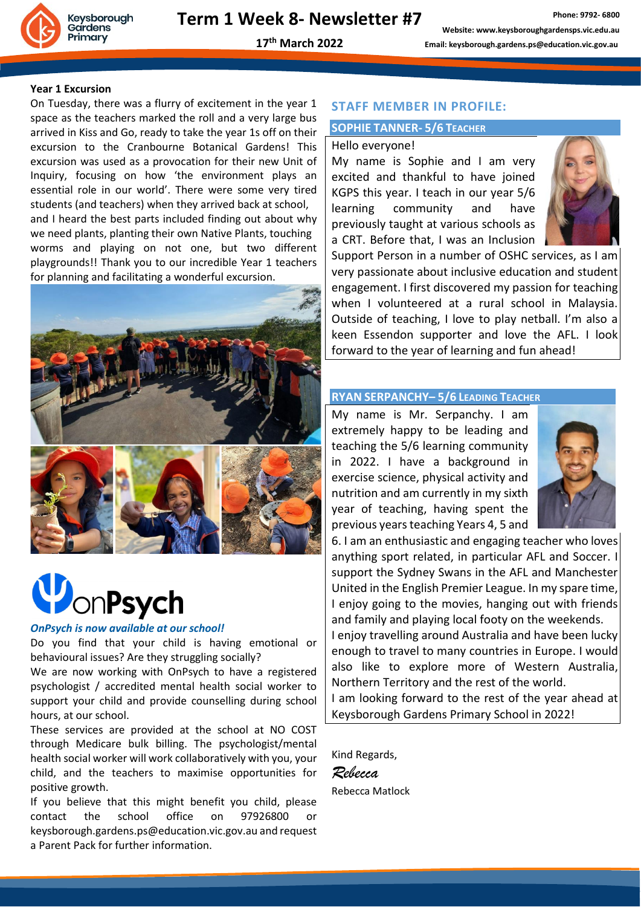# Term 1 Week 8- Newsletter #7

17th March 2022

## Year 1 Excursion

On Tuesday, there was a flurry of excitement in the year 1 space as the teachers marked the roll and a very large bus arrived in Kiss and Go, ready to take the year 1s off on their excursion to the Cranbourne Botanical Gardens! This excursion was used as a provocation for their new Unit of Inquiry, focusing on how 'the environment plays an essential role in our world'. There were some very tired students (and teachers) when they arrived back at school, and I heard the best parts included finding out about why we need plants, planting their own Native Plants, touching worms and playing on not one, but two different playgrounds!! Thank you to our incredible Year 1 teachers for planning and facilitating a wonderful excursion.

## OnPsych

***OnPsych is now available at our school!***

Do you find that your child is having emotional or behavioural issues? Are they struggling socially?

We are now working with OnPsych to have a registered psychologist / accredited mental health social worker to support your child and provide counselling during school hours, at our school.

These services are provided at the school at NO COST through Medicare bulk billing. The psychologist/mental health social worker will work collaboratively with you, your child, and the teachers to maximise opportunities for positive growth.

If you believe that this might benefit you child, please contact the school office on 97926800 or keysborough.gardens.ps@education.vic.gov.au and request a Parent Pack for further information.

## STAFF MEMBER IN PROFILE:

### SOPHIE TANNER- 5/6 TEACHER

Hello everyone!

My name is Sophie and I am very excited and thankful to have joined KGPS this year. I teach in our year 5/6 learning community and have previously taught at various schools as a CRT. Before that, I was an Inclusion Support Person in a number of OSHC services, as I am very passionate about inclusive education and student engagement. I first discovered my passion for teaching when I volunteered at a rural school in Malaysia. Outside of teaching, I love to play netball. I'm also a keen Essendon supporter and love the AFL. I look forward to the year of learning and fun ahead!

### RYAN SERPANCHY– 5/6 LEADING TEACHER

My name is Mr. Serpanchy. I am extremely happy to be leading and teaching the 5/6 learning community in 2022. I have a background in exercise science, physical activity and nutrition and am currently in my sixth year of teaching, having spent the previous years teaching Years 4, 5 and 6. I am an enthusiastic and engaging teacher who loves anything sport related, in particular AFL and Soccer. I support the Sydney Swans in the AFL and Manchester United in the English Premier League. In my spare time, I enjoy going to the movies, hanging out with friends and family and playing local footy on the weekends.

I enjoy travelling around Australia and have been lucky enough to travel to many countries in Europe. I would also like to explore more of Western Australia, Northern Territory and the rest of the world.

I am looking forward to the rest of the year ahead at Keysborough Gardens Primary School in 2022!

Kind Regards,

*Rebecca*

Rebecca Matlock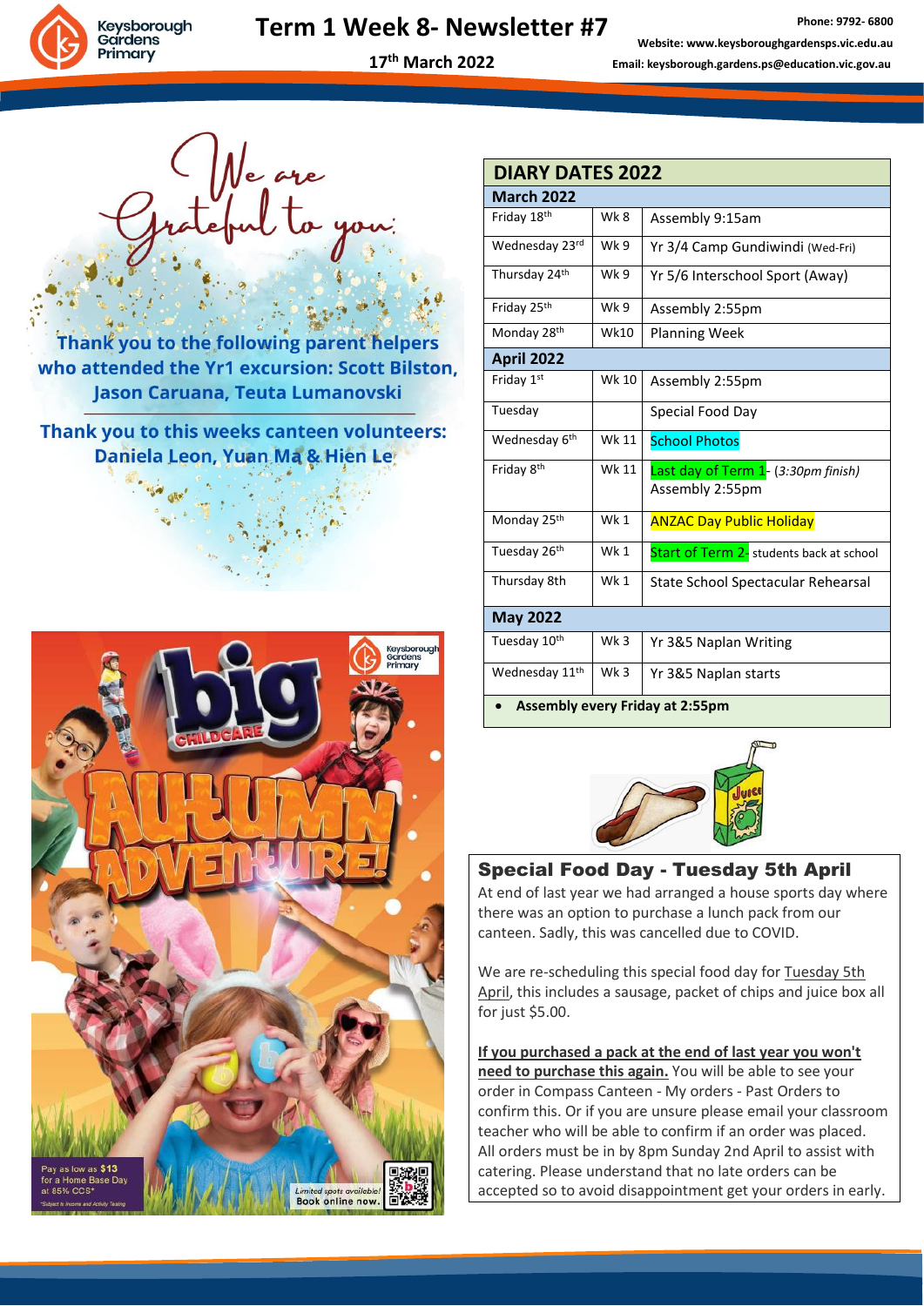# Term 1 Week 8- Newsletter #7

17th March 2022

Phone: 9792- 6800
Website: www.keysboroughgardensps.vic.edu.au
Email: keysborough.gardens.ps@education.vic.gov.au

## We are Grateful to you:

**Thank you to the following parent helpers who attended the Yr1 excursion: Scott Bilston, Jason Caruana, Teuta Lumanovski**

**Thank you to this weeks canteen volunteers: Daniela Leon, Yuan Ma & Hien Le**

## DIARY DATES 2022

| | | |
|---|---|---|
| **March 2022** | | |
| Friday 18th | Wk 8 | Assembly 9:15am |
| Wednesday 23rd | Wk 9 | Yr 3/4 Camp Gundiwindi (Wed-Fri) |
| Thursday 24th | Wk 9 | Yr 5/6 Interschool Sport (Away) |
| Friday 25th | Wk 9 | Assembly 2:55pm |
| Monday 28th | Wk10 | Planning Week |
| **April 2022** | | |
| Friday 1st | Wk 10 | Assembly 2:55pm |
| Tuesday | | Special Food Day |
| Wednesday 6th | Wk 11 | School Photos |
| Friday 8th | Wk 11 | Last day of Term 1- (*3:30pm finish*) Assembly 2:55pm |
| Monday 25th | Wk 1 | ANZAC Day Public Holiday |
| Tuesday 26th | Wk 1 | Start of Term 2- students back at school |
| Thursday 8th | Wk 1 | State School Spectacular Rehearsal |
| **May 2022** | | |
| Tuesday 10th | Wk 3 | Yr 3&5 Naplan Writing |
| Wednesday 11th | Wk 3 | Yr 3&5 Naplan starts |

- **Assembly every Friday at 2:55pm**

## Special Food Day - Tuesday 5th April

At end of last year we had arranged a house sports day where there was an option to purchase a lunch pack from our canteen. Sadly, this was cancelled due to COVID.

We are re-scheduling this special food day for Tuesday 5th April, this includes a sausage, packet of chips and juice box all for just $5.00.

**If you purchased a pack at the end of last year you won't need to purchase this again.** You will be able to see your order in Compass Canteen - My orders - Past Orders to confirm this. Or if you are unsure please email your classroom teacher who will be able to confirm if an order was placed. All orders must be in by 8pm Sunday 2nd April to assist with catering. Please understand that no late orders can be accepted so to avoid disappointment get your orders in early.

big CHILDCARE
AUTUMN ADVENTURE!

Pay as low as $13 for a Home Base Day at 85% CCS*
*Subject to income and Activity Testing

Limited spots available! Book online now.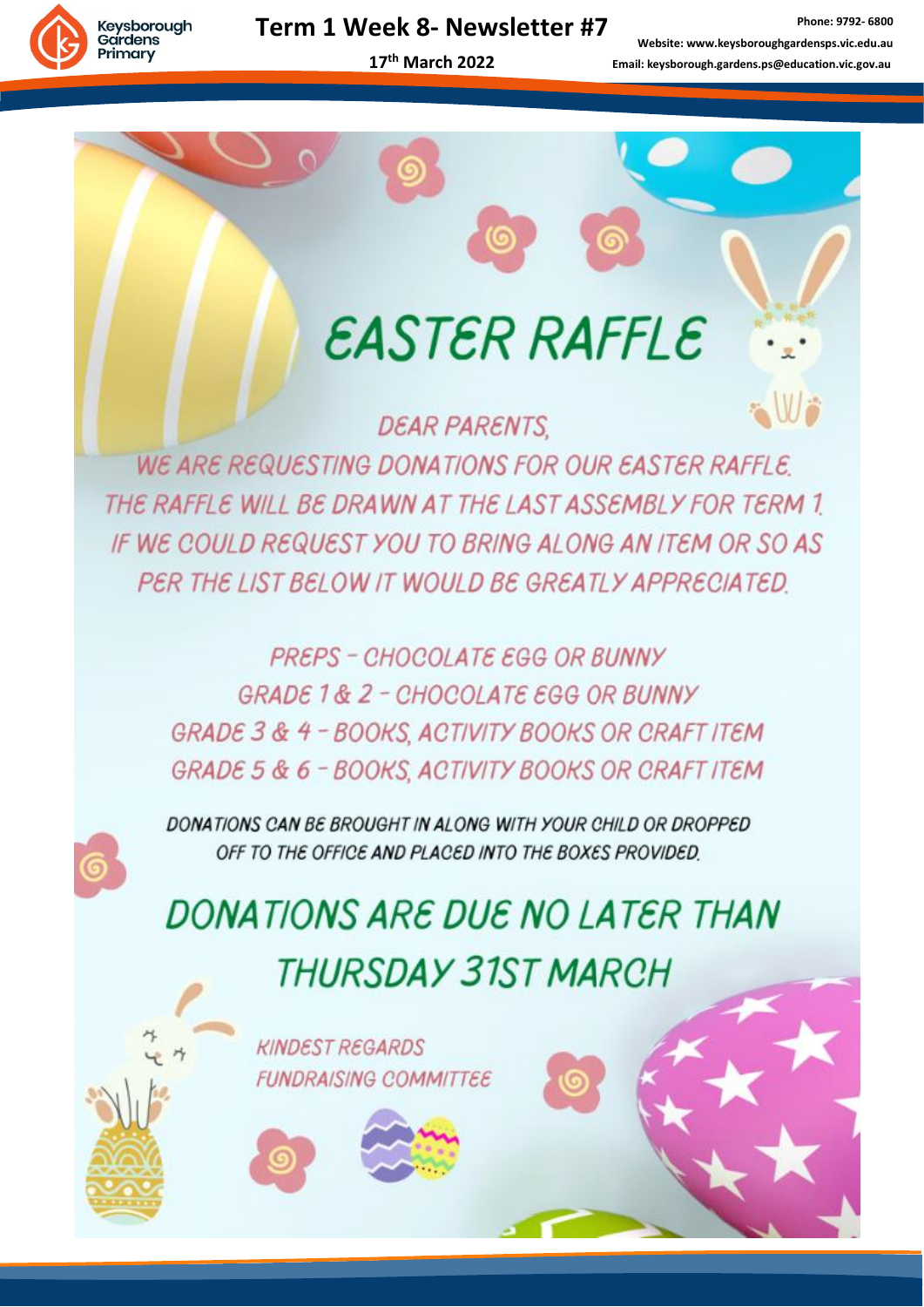# EASTER RAFFLE

DEAR PARENTS,

WE ARE REQUESTING DONATIONS FOR OUR EASTER RAFFLE. THE RAFFLE WILL BE DRAWN AT THE LAST ASSEMBLY FOR TERM 1. IF WE COULD REQUEST YOU TO BRING ALONG AN ITEM OR SO AS PER THE LIST BELOW IT WOULD BE GREATLY APPRECIATED.

PREPS - CHOCOLATE EGG OR BUNNY
GRADE 1 & 2 - CHOCOLATE EGG OR BUNNY
GRADE 3 & 4 - BOOKS, ACTIVITY BOOKS OR CRAFT ITEM
GRADE 5 & 6 - BOOKS, ACTIVITY BOOKS OR CRAFT ITEM

DONATIONS CAN BE BROUGHT IN ALONG WITH YOUR CHILD OR DROPPED OFF TO THE OFFICE AND PLACED INTO THE BOXES PROVIDED.

## DONATIONS ARE DUE NO LATER THAN THURSDAY 31ST MARCH

KINDEST REGARDS
FUNDRAISING COMMITTEE